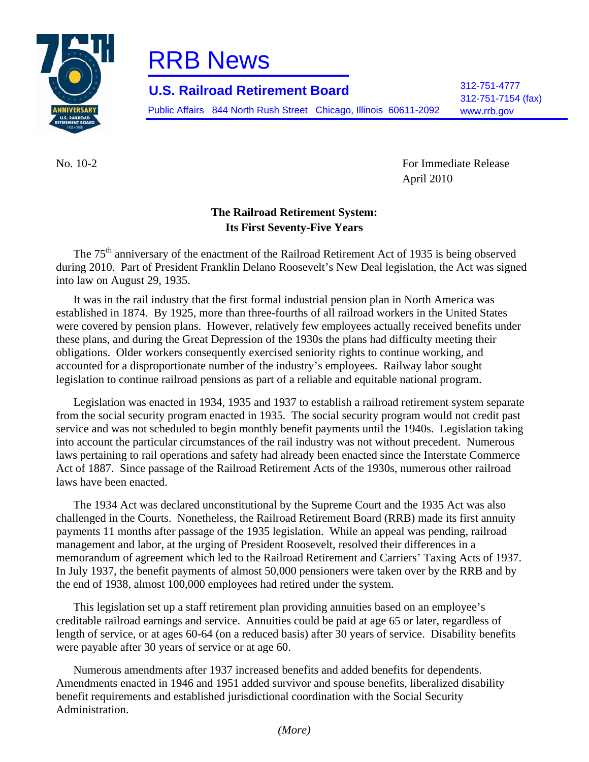# RRB News

**U.S. Railroad Retirement Board**

Public Affairs 844 North Rush Street Chicago, Illinois 60611-2092

312-751-4777
312-751-7154 (fax)
www.rrb.gov

No. 10-2

For Immediate Release
April 2010

**The Railroad Retirement System:
Its First Seventy-Five Years**

The 75th anniversary of the enactment of the Railroad Retirement Act of 1935 is being observed during 2010. Part of President Franklin Delano Roosevelt's New Deal legislation, the Act was signed into law on August 29, 1935.

It was in the rail industry that the first formal industrial pension plan in North America was established in 1874. By 1925, more than three-fourths of all railroad workers in the United States were covered by pension plans. However, relatively few employees actually received benefits under these plans, and during the Great Depression of the 1930s the plans had difficulty meeting their obligations. Older workers consequently exercised seniority rights to continue working, and accounted for a disproportionate number of the industry's employees. Railway labor sought legislation to continue railroad pensions as part of a reliable and equitable national program.

Legislation was enacted in 1934, 1935 and 1937 to establish a railroad retirement system separate from the social security program enacted in 1935. The social security program would not credit past service and was not scheduled to begin monthly benefit payments until the 1940s. Legislation taking into account the particular circumstances of the rail industry was not without precedent. Numerous laws pertaining to rail operations and safety had already been enacted since the Interstate Commerce Act of 1887. Since passage of the Railroad Retirement Acts of the 1930s, numerous other railroad laws have been enacted.

The 1934 Act was declared unconstitutional by the Supreme Court and the 1935 Act was also challenged in the Courts. Nonetheless, the Railroad Retirement Board (RRB) made its first annuity payments 11 months after passage of the 1935 legislation. While an appeal was pending, railroad management and labor, at the urging of President Roosevelt, resolved their differences in a memorandum of agreement which led to the Railroad Retirement and Carriers' Taxing Acts of 1937. In July 1937, the benefit payments of almost 50,000 pensioners were taken over by the RRB and by the end of 1938, almost 100,000 employees had retired under the system.

This legislation set up a staff retirement plan providing annuities based on an employee's creditable railroad earnings and service. Annuities could be paid at age 65 or later, regardless of length of service, or at ages 60-64 (on a reduced basis) after 30 years of service. Disability benefits were payable after 30 years of service or at age 60.

Numerous amendments after 1937 increased benefits and added benefits for dependents. Amendments enacted in 1946 and 1951 added survivor and spouse benefits, liberalized disability benefit requirements and established jurisdictional coordination with the Social Security Administration.

*(More)*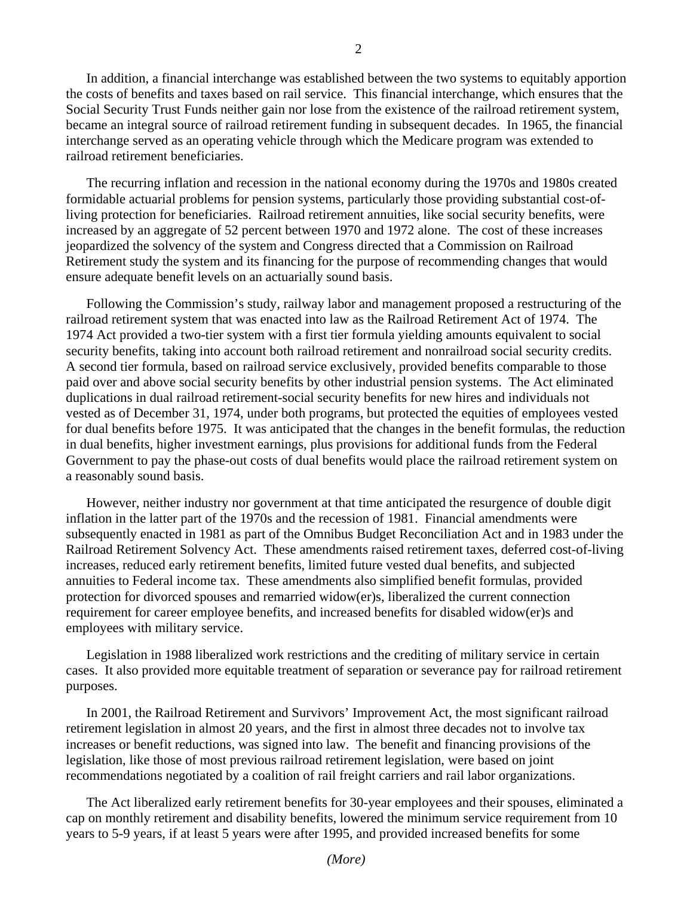In addition, a financial interchange was established between the two systems to equitably apportion the costs of benefits and taxes based on rail service. This financial interchange, which ensures that the Social Security Trust Funds neither gain nor lose from the existence of the railroad retirement system, became an integral source of railroad retirement funding in subsequent decades. In 1965, the financial interchange served as an operating vehicle through which the Medicare program was extended to railroad retirement beneficiaries.

The recurring inflation and recession in the national economy during the 1970s and 1980s created formidable actuarial problems for pension systems, particularly those providing substantial cost-of-living protection for beneficiaries. Railroad retirement annuities, like social security benefits, were increased by an aggregate of 52 percent between 1970 and 1972 alone. The cost of these increases jeopardized the solvency of the system and Congress directed that a Commission on Railroad Retirement study the system and its financing for the purpose of recommending changes that would ensure adequate benefit levels on an actuarially sound basis.

Following the Commission's study, railway labor and management proposed a restructuring of the railroad retirement system that was enacted into law as the Railroad Retirement Act of 1974. The 1974 Act provided a two-tier system with a first tier formula yielding amounts equivalent to social security benefits, taking into account both railroad retirement and nonrailroad social security credits. A second tier formula, based on railroad service exclusively, provided benefits comparable to those paid over and above social security benefits by other industrial pension systems. The Act eliminated duplications in dual railroad retirement-social security benefits for new hires and individuals not vested as of December 31, 1974, under both programs, but protected the equities of employees vested for dual benefits before 1975. It was anticipated that the changes in the benefit formulas, the reduction in dual benefits, higher investment earnings, plus provisions for additional funds from the Federal Government to pay the phase-out costs of dual benefits would place the railroad retirement system on a reasonably sound basis.

However, neither industry nor government at that time anticipated the resurgence of double digit inflation in the latter part of the 1970s and the recession of 1981. Financial amendments were subsequently enacted in 1981 as part of the Omnibus Budget Reconciliation Act and in 1983 under the Railroad Retirement Solvency Act. These amendments raised retirement taxes, deferred cost-of-living increases, reduced early retirement benefits, limited future vested dual benefits, and subjected annuities to Federal income tax. These amendments also simplified benefit formulas, provided protection for divorced spouses and remarried widow(er)s, liberalized the current connection requirement for career employee benefits, and increased benefits for disabled widow(er)s and employees with military service.

Legislation in 1988 liberalized work restrictions and the crediting of military service in certain cases. It also provided more equitable treatment of separation or severance pay for railroad retirement purposes.

In 2001, the Railroad Retirement and Survivors' Improvement Act, the most significant railroad retirement legislation in almost 20 years, and the first in almost three decades not to involve tax increases or benefit reductions, was signed into law. The benefit and financing provisions of the legislation, like those of most previous railroad retirement legislation, were based on joint recommendations negotiated by a coalition of rail freight carriers and rail labor organizations.

The Act liberalized early retirement benefits for 30-year employees and their spouses, eliminated a cap on monthly retirement and disability benefits, lowered the minimum service requirement from 10 years to 5-9 years, if at least 5 years were after 1995, and provided increased benefits for some

*(More)*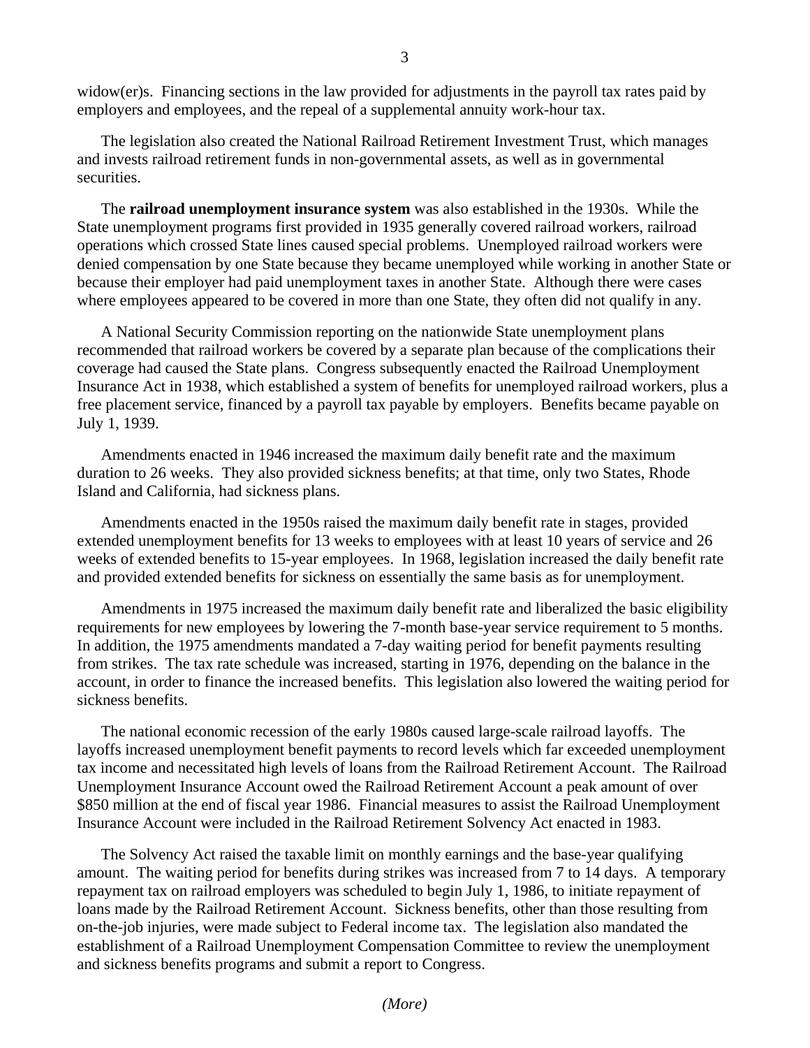widow(er)s. Financing sections in the law provided for adjustments in the payroll tax rates paid by employers and employees, and the repeal of a supplemental annuity work-hour tax.

The legislation also created the National Railroad Retirement Investment Trust, which manages and invests railroad retirement funds in non-governmental assets, as well as in governmental securities.

The **railroad unemployment insurance system** was also established in the 1930s. While the State unemployment programs first provided in 1935 generally covered railroad workers, railroad operations which crossed State lines caused special problems. Unemployed railroad workers were denied compensation by one State because they became unemployed while working in another State or because their employer had paid unemployment taxes in another State. Although there were cases where employees appeared to be covered in more than one State, they often did not qualify in any.

A National Security Commission reporting on the nationwide State unemployment plans recommended that railroad workers be covered by a separate plan because of the complications their coverage had caused the State plans. Congress subsequently enacted the Railroad Unemployment Insurance Act in 1938, which established a system of benefits for unemployed railroad workers, plus a free placement service, financed by a payroll tax payable by employers. Benefits became payable on July 1, 1939.

Amendments enacted in 1946 increased the maximum daily benefit rate and the maximum duration to 26 weeks. They also provided sickness benefits; at that time, only two States, Rhode Island and California, had sickness plans.

Amendments enacted in the 1950s raised the maximum daily benefit rate in stages, provided extended unemployment benefits for 13 weeks to employees with at least 10 years of service and 26 weeks of extended benefits to 15-year employees. In 1968, legislation increased the daily benefit rate and provided extended benefits for sickness on essentially the same basis as for unemployment.

Amendments in 1975 increased the maximum daily benefit rate and liberalized the basic eligibility requirements for new employees by lowering the 7-month base-year service requirement to 5 months. In addition, the 1975 amendments mandated a 7-day waiting period for benefit payments resulting from strikes. The tax rate schedule was increased, starting in 1976, depending on the balance in the account, in order to finance the increased benefits. This legislation also lowered the waiting period for sickness benefits.

The national economic recession of the early 1980s caused large-scale railroad layoffs. The layoffs increased unemployment benefit payments to record levels which far exceeded unemployment tax income and necessitated high levels of loans from the Railroad Retirement Account. The Railroad Unemployment Insurance Account owed the Railroad Retirement Account a peak amount of over $850 million at the end of fiscal year 1986. Financial measures to assist the Railroad Unemployment Insurance Account were included in the Railroad Retirement Solvency Act enacted in 1983.

The Solvency Act raised the taxable limit on monthly earnings and the base-year qualifying amount. The waiting period for benefits during strikes was increased from 7 to 14 days. A temporary repayment tax on railroad employers was scheduled to begin July 1, 1986, to initiate repayment of loans made by the Railroad Retirement Account. Sickness benefits, other than those resulting from on-the-job injuries, were made subject to Federal income tax. The legislation also mandated the establishment of a Railroad Unemployment Compensation Committee to review the unemployment and sickness benefits programs and submit a report to Congress.

*(More)*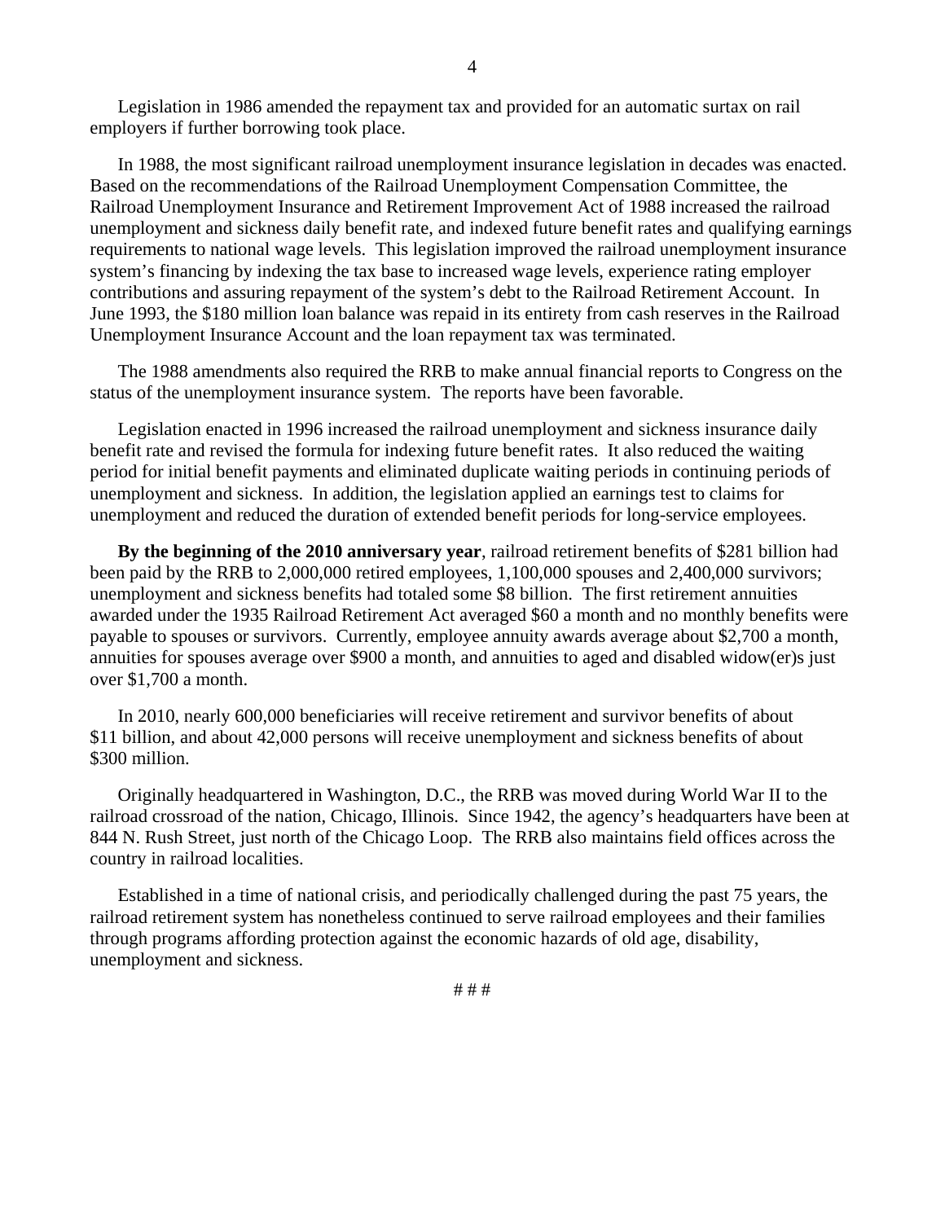Legislation in 1986 amended the repayment tax and provided for an automatic surtax on rail employers if further borrowing took place.

In 1988, the most significant railroad unemployment insurance legislation in decades was enacted. Based on the recommendations of the Railroad Unemployment Compensation Committee, the Railroad Unemployment Insurance and Retirement Improvement Act of 1988 increased the railroad unemployment and sickness daily benefit rate, and indexed future benefit rates and qualifying earnings requirements to national wage levels. This legislation improved the railroad unemployment insurance system's financing by indexing the tax base to increased wage levels, experience rating employer contributions and assuring repayment of the system's debt to the Railroad Retirement Account. In June 1993, the $180 million loan balance was repaid in its entirety from cash reserves in the Railroad Unemployment Insurance Account and the loan repayment tax was terminated.

The 1988 amendments also required the RRB to make annual financial reports to Congress on the status of the unemployment insurance system. The reports have been favorable.

Legislation enacted in 1996 increased the railroad unemployment and sickness insurance daily benefit rate and revised the formula for indexing future benefit rates. It also reduced the waiting period for initial benefit payments and eliminated duplicate waiting periods in continuing periods of unemployment and sickness. In addition, the legislation applied an earnings test to claims for unemployment and reduced the duration of extended benefit periods for long-service employees.

**By the beginning of the 2010 anniversary year**, railroad retirement benefits of $281 billion had been paid by the RRB to 2,000,000 retired employees, 1,100,000 spouses and 2,400,000 survivors; unemployment and sickness benefits had totaled some $8 billion. The first retirement annuities awarded under the 1935 Railroad Retirement Act averaged $60 a month and no monthly benefits were payable to spouses or survivors. Currently, employee annuity awards average about $2,700 a month, annuities for spouses average over $900 a month, and annuities to aged and disabled widow(er)s just over $1,700 a month.

In 2010, nearly 600,000 beneficiaries will receive retirement and survivor benefits of about $11 billion, and about 42,000 persons will receive unemployment and sickness benefits of about $300 million.

Originally headquartered in Washington, D.C., the RRB was moved during World War II to the railroad crossroad of the nation, Chicago, Illinois. Since 1942, the agency's headquarters have been at 844 N. Rush Street, just north of the Chicago Loop. The RRB also maintains field offices across the country in railroad localities.

Established in a time of national crisis, and periodically challenged during the past 75 years, the railroad retirement system has nonetheless continued to serve railroad employees and their families through programs affording protection against the economic hazards of old age, disability, unemployment and sickness.

# # #